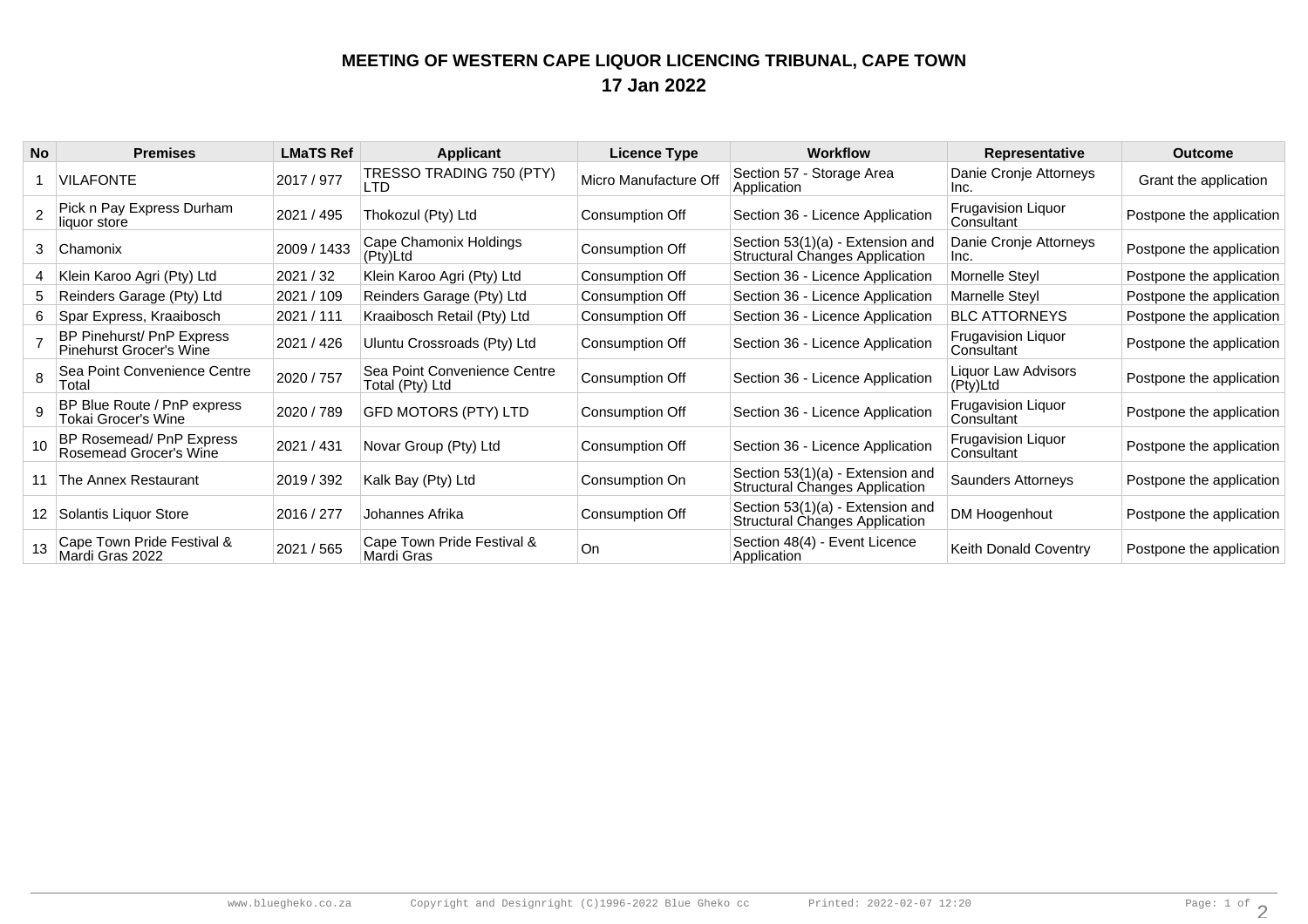# MEETING OF WESTERN CAPE LIQUOR LICENCING TRIBUNAL, CAPE TOWN

## 17 Jan 2022

| No | Premises | LMaTS Ref | Applicant | Licence Type | Workflow | Representative | Outcome |
|---|---|---|---|---|---|---|---|
| 1 | VILAFONTE | 2017 / 977 | TRESSO TRADING 750 (PTY) LTD | Micro Manufacture Off | Section 57 - Storage Area Application | Danie Cronje Attorneys Inc. | Grant the application |
| 2 | Pick n Pay Express Durham liquor store | 2021 / 495 | Thokozul (Pty) Ltd | Consumption Off | Section 36 - Licence Application | Frugavision Liquor Consultant | Postpone the application |
| 3 | Chamonix | 2009 / 1433 | Cape Chamonix Holdings (Pty)Ltd | Consumption Off | Section 53(1)(a) - Extension and Structural Changes Application | Danie Cronje Attorneys Inc. | Postpone the application |
| 4 | Klein Karoo Agri (Pty) Ltd | 2021 / 32 | Klein Karoo Agri (Pty) Ltd | Consumption Off | Section 36 - Licence Application | Mornelle Steyl | Postpone the application |
| 5 | Reinders Garage (Pty) Ltd | 2021 / 109 | Reinders Garage (Pty) Ltd | Consumption Off | Section 36 - Licence Application | Marnelle Steyl | Postpone the application |
| 6 | Spar Express, Kraaibosch | 2021 / 111 | Kraaibosch Retail (Pty) Ltd | Consumption Off | Section 36 - Licence Application | BLC ATTORNEYS | Postpone the application |
| 7 | BP Pinehurst/ PnP Express Pinehurst Grocer's Wine | 2021 / 426 | Uluntu Crossroads (Pty) Ltd | Consumption Off | Section 36 - Licence Application | Frugavision Liquor Consultant | Postpone the application |
| 8 | Sea Point Convenience Centre Total | 2020 / 757 | Sea Point Convenience Centre Total (Pty) Ltd | Consumption Off | Section 36 - Licence Application | Liquor Law Advisors (Pty)Ltd | Postpone the application |
| 9 | BP Blue Route / PnP express Tokai Grocer's Wine | 2020 / 789 | GFD MOTORS (PTY) LTD | Consumption Off | Section 36 - Licence Application | Frugavision Liquor Consultant | Postpone the application |
| 10 | BP Rosemead/ PnP Express Rosemead Grocer's Wine | 2021 / 431 | Novar Group (Pty) Ltd | Consumption Off | Section 36 - Licence Application | Frugavision Liquor Consultant | Postpone the application |
| 11 | The Annex Restaurant | 2019 / 392 | Kalk Bay (Pty) Ltd | Consumption On | Section 53(1)(a) - Extension and Structural Changes Application | Saunders Attorneys | Postpone the application |
| 12 | Solantis Liquor Store | 2016 / 277 | Johannes Afrika | Consumption Off | Section 53(1)(a) - Extension and Structural Changes Application | DM Hoogenhout | Postpone the application |
| 13 | Cape Town Pride Festival & Mardi Gras 2022 | 2021 / 565 | Cape Town Pride Festival & Mardi Gras | On | Section 48(4) - Event Licence Application | Keith Donald Coventry | Postpone the application |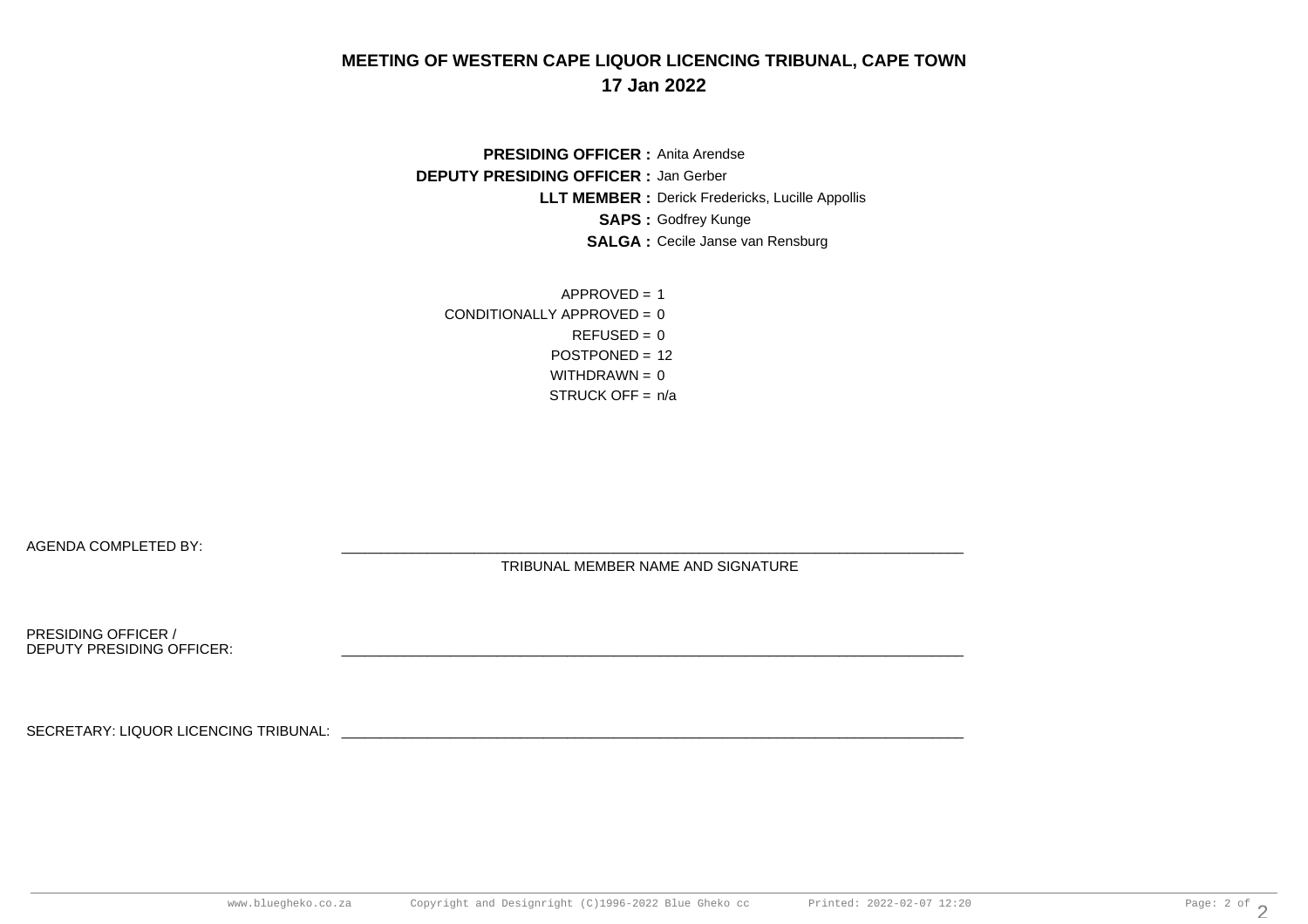## MEETING OF WESTERN CAPE LIQUOR LICENCING TRIBUNAL, CAPE TOWN
## 17 Jan 2022

**PRESIDING OFFICER :** Anita Arendse
**DEPUTY PRESIDING OFFICER :** Jan Gerber
**LLT MEMBER :** Derick Fredericks, Lucille Appollis
**SAPS :** Godfrey Kunge
**SALGA :** Cecile Janse van Rensburg

APPROVED = 1
CONDITIONALLY APPROVED = 0
REFUSED = 0
POSTPONED = 12
WITHDRAWN = 0
STRUCK OFF = n/a

AGENDA COMPLETED BY: ______________________________________________
TRIBUNAL MEMBER NAME AND SIGNATURE

PRESIDING OFFICER /
DEPUTY PRESIDING OFFICER: ______________________________________________

SECRETARY: LIQUOR LICENCING TRIBUNAL: ______________________________________________

www.bluegheko.co.za Copyright and Designright (C)1996-2022 Blue Gheko cc Printed: 2022-02-07 12:20